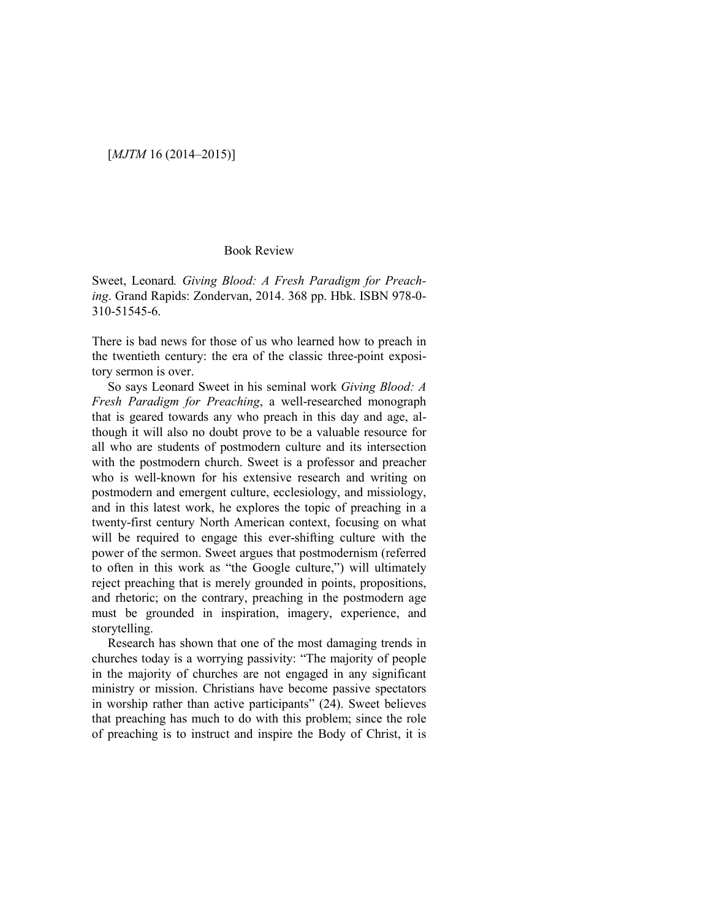## Book Review

Sweet, Leonard. *Giving Blood: A Fresh Paradigm for Preaching*. Grand Rapids: Zondervan, 2014. 368 pp. Hbk. ISBN 978-0-310-51545-6.

There is bad news for those of us who learned how to preach in the twentieth century: the era of the classic three-point expository sermon is over.

So says Leonard Sweet in his seminal work *Giving Blood: A Fresh Paradigm for Preaching*, a well-researched monograph that is geared towards any who preach in this day and age, although it will also no doubt prove to be a valuable resource for all who are students of postmodern culture and its intersection with the postmodern church. Sweet is a professor and preacher who is well-known for his extensive research and writing on postmodern and emergent culture, ecclesiology, and missiology, and in this latest work, he explores the topic of preaching in a twenty-first century North American context, focusing on what will be required to engage this ever-shifting culture with the power of the sermon. Sweet argues that postmodernism (referred to often in this work as "the Google culture,") will ultimately reject preaching that is merely grounded in points, propositions, and rhetoric; on the contrary, preaching in the postmodern age must be grounded in inspiration, imagery, experience, and storytelling.

Research has shown that one of the most damaging trends in churches today is a worrying passivity: "The majority of people in the majority of churches are not engaged in any significant ministry or mission. Christians have become passive spectators in worship rather than active participants" (24). Sweet believes that preaching has much to do with this problem; since the role of preaching is to instruct and inspire the Body of Christ, it is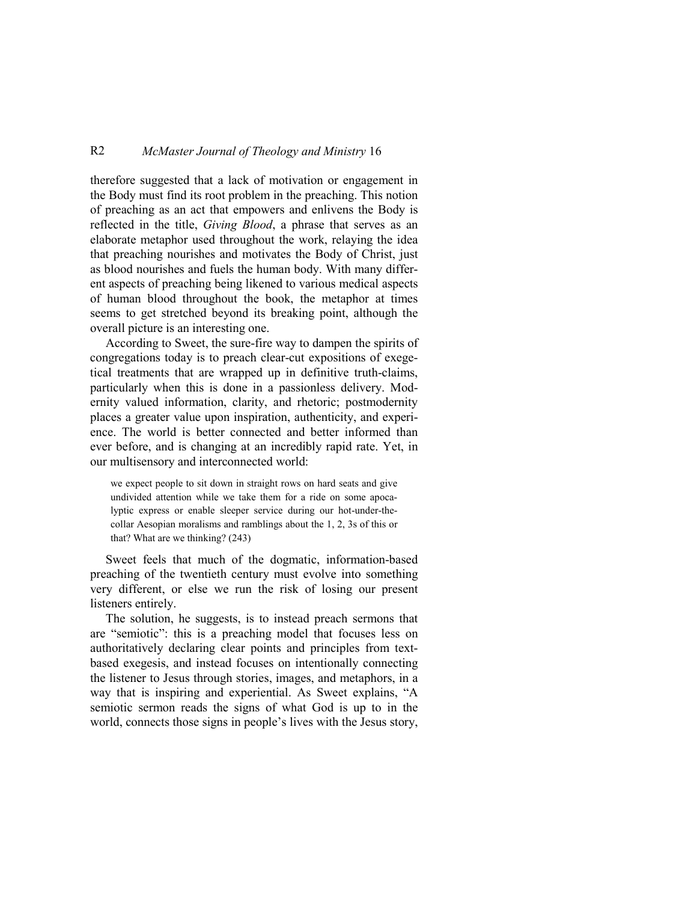therefore suggested that a lack of motivation or engagement in the Body must find its root problem in the preaching. This notion of preaching as an act that empowers and enlivens the Body is reflected in the title, *Giving Blood*, a phrase that serves as an elaborate metaphor used throughout the work, relaying the idea that preaching nourishes and motivates the Body of Christ, just as blood nourishes and fuels the human body. With many different aspects of preaching being likened to various medical aspects of human blood throughout the book, the metaphor at times seems to get stretched beyond its breaking point, although the overall picture is an interesting one.

According to Sweet, the sure-fire way to dampen the spirits of congregations today is to preach clear-cut expositions of exegetical treatments that are wrapped up in definitive truth-claims, particularly when this is done in a passionless delivery. Modernity valued information, clarity, and rhetoric; postmodernity places a greater value upon inspiration, authenticity, and experience. The world is better connected and better informed than ever before, and is changing at an incredibly rapid rate. Yet, in our multisensory and interconnected world:

> we expect people to sit down in straight rows on hard seats and give undivided attention while we take them for a ride on some apocalyptic express or enable sleeper service during our hot-under-the-collar Aesopian moralisms and ramblings about the 1, 2, 3s of this or that? What are we thinking? (243)

Sweet feels that much of the dogmatic, information-based preaching of the twentieth century must evolve into something very different, or else we run the risk of losing our present listeners entirely.

The solution, he suggests, is to instead preach sermons that are "semiotic": this is a preaching model that focuses less on authoritatively declaring clear points and principles from text-based exegesis, and instead focuses on intentionally connecting the listener to Jesus through stories, images, and metaphors, in a way that is inspiring and experiential. As Sweet explains, "A semiotic sermon reads the signs of what God is up to in the world, connects those signs in people's lives with the Jesus story,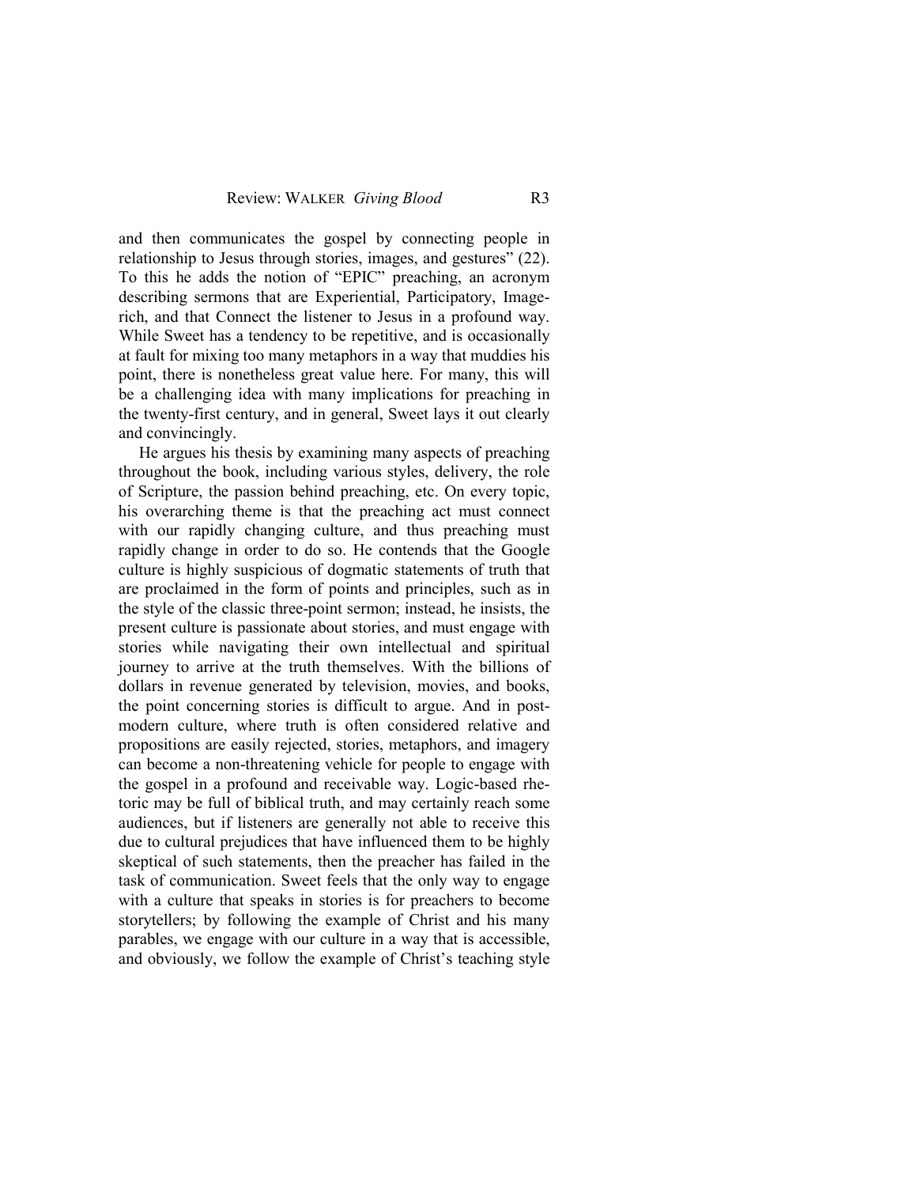and then communicates the gospel by connecting people in relationship to Jesus through stories, images, and gestures" (22). To this he adds the notion of "EPIC" preaching, an acronym describing sermons that are Experiential, Participatory, Image-rich, and that Connect the listener to Jesus in a profound way. While Sweet has a tendency to be repetitive, and is occasionally at fault for mixing too many metaphors in a way that muddies his point, there is nonetheless great value here. For many, this will be a challenging idea with many implications for preaching in the twenty-first century, and in general, Sweet lays it out clearly and convincingly.

He argues his thesis by examining many aspects of preaching throughout the book, including various styles, delivery, the role of Scripture, the passion behind preaching, etc. On every topic, his overarching theme is that the preaching act must connect with our rapidly changing culture, and thus preaching must rapidly change in order to do so. He contends that the Google culture is highly suspicious of dogmatic statements of truth that are proclaimed in the form of points and principles, such as in the style of the classic three-point sermon; instead, he insists, the present culture is passionate about stories, and must engage with stories while navigating their own intellectual and spiritual journey to arrive at the truth themselves. With the billions of dollars in revenue generated by television, movies, and books, the point concerning stories is difficult to argue. And in post-modern culture, where truth is often considered relative and propositions are easily rejected, stories, metaphors, and imagery can become a non-threatening vehicle for people to engage with the gospel in a profound and receivable way. Logic-based rhetoric may be full of biblical truth, and may certainly reach some audiences, but if listeners are generally not able to receive this due to cultural prejudices that have influenced them to be highly skeptical of such statements, then the preacher has failed in the task of communication. Sweet feels that the only way to engage with a culture that speaks in stories is for preachers to become storytellers; by following the example of Christ and his many parables, we engage with our culture in a way that is accessible, and obviously, we follow the example of Christ's teaching style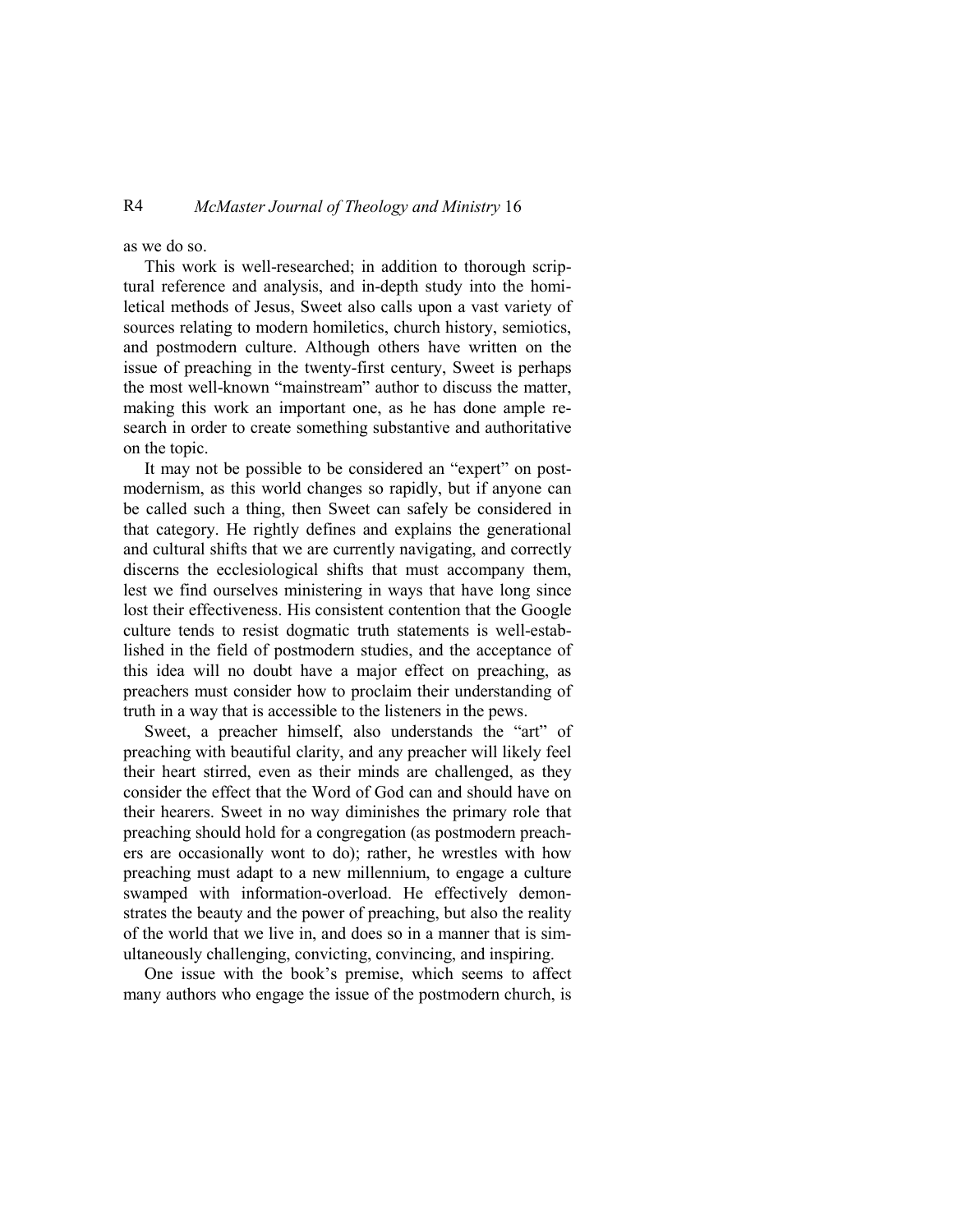as we do so.

This work is well-researched; in addition to thorough scriptural reference and analysis, and in-depth study into the homiletical methods of Jesus, Sweet also calls upon a vast variety of sources relating to modern homiletics, church history, semiotics, and postmodern culture. Although others have written on the issue of preaching in the twenty-first century, Sweet is perhaps the most well-known "mainstream" author to discuss the matter, making this work an important one, as he has done ample research in order to create something substantive and authoritative on the topic.

It may not be possible to be considered an "expert" on postmodernism, as this world changes so rapidly, but if anyone can be called such a thing, then Sweet can safely be considered in that category. He rightly defines and explains the generational and cultural shifts that we are currently navigating, and correctly discerns the ecclesiological shifts that must accompany them, lest we find ourselves ministering in ways that have long since lost their effectiveness. His consistent contention that the Google culture tends to resist dogmatic truth statements is well-established in the field of postmodern studies, and the acceptance of this idea will no doubt have a major effect on preaching, as preachers must consider how to proclaim their understanding of truth in a way that is accessible to the listeners in the pews.

Sweet, a preacher himself, also understands the "art" of preaching with beautiful clarity, and any preacher will likely feel their heart stirred, even as their minds are challenged, as they consider the effect that the Word of God can and should have on their hearers. Sweet in no way diminishes the primary role that preaching should hold for a congregation (as postmodern preachers are occasionally wont to do); rather, he wrestles with how preaching must adapt to a new millennium, to engage a culture swamped with information-overload. He effectively demonstrates the beauty and the power of preaching, but also the reality of the world that we live in, and does so in a manner that is simultaneously challenging, convicting, convincing, and inspiring.

One issue with the book's premise, which seems to affect many authors who engage the issue of the postmodern church, is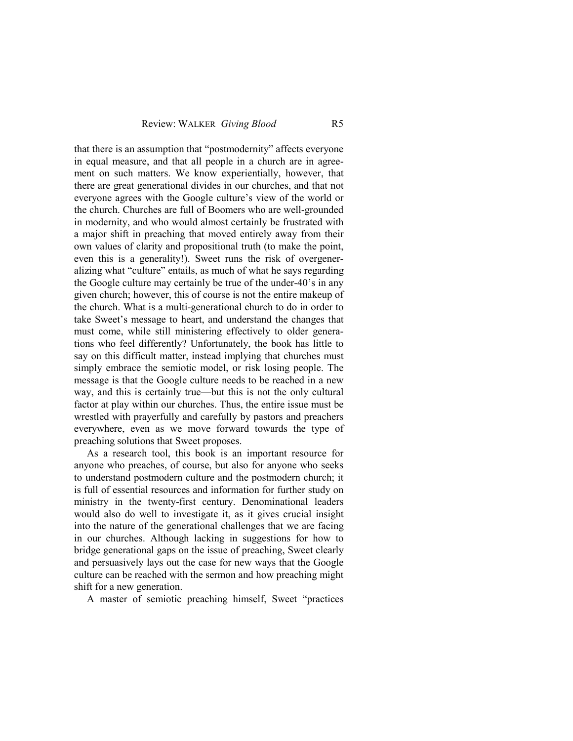that there is an assumption that "postmodernity" affects everyone in equal measure, and that all people in a church are in agreement on such matters. We know experientially, however, that there are great generational divides in our churches, and that not everyone agrees with the Google culture's view of the world or the church. Churches are full of Boomers who are well-grounded in modernity, and who would almost certainly be frustrated with a major shift in preaching that moved entirely away from their own values of clarity and propositional truth (to make the point, even this is a generality!). Sweet runs the risk of overgeneralizing what "culture" entails, as much of what he says regarding the Google culture may certainly be true of the under-40's in any given church; however, this of course is not the entire makeup of the church. What is a multi-generational church to do in order to take Sweet's message to heart, and understand the changes that must come, while still ministering effectively to older generations who feel differently? Unfortunately, the book has little to say on this difficult matter, instead implying that churches must simply embrace the semiotic model, or risk losing people. The message is that the Google culture needs to be reached in a new way, and this is certainly true—but this is not the only cultural factor at play within our churches. Thus, the entire issue must be wrestled with prayerfully and carefully by pastors and preachers everywhere, even as we move forward towards the type of preaching solutions that Sweet proposes.

As a research tool, this book is an important resource for anyone who preaches, of course, but also for anyone who seeks to understand postmodern culture and the postmodern church; it is full of essential resources and information for further study on ministry in the twenty-first century. Denominational leaders would also do well to investigate it, as it gives crucial insight into the nature of the generational challenges that we are facing in our churches. Although lacking in suggestions for how to bridge generational gaps on the issue of preaching, Sweet clearly and persuasively lays out the case for new ways that the Google culture can be reached with the sermon and how preaching might shift for a new generation.

A master of semiotic preaching himself, Sweet "practices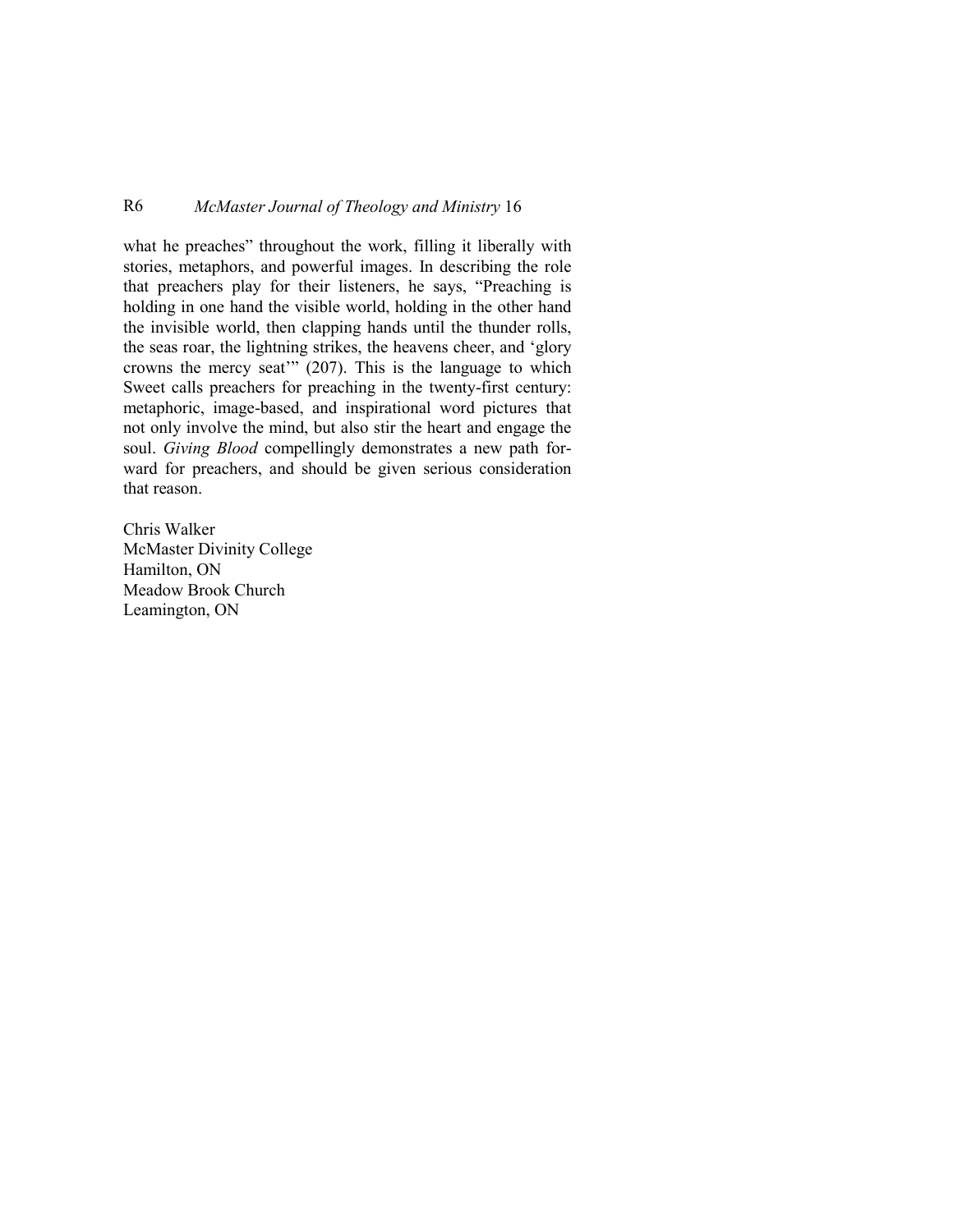what he preaches" throughout the work, filling it liberally with stories, metaphors, and powerful images. In describing the role that preachers play for their listeners, he says, "Preaching is holding in one hand the visible world, holding in the other hand the invisible world, then clapping hands until the thunder rolls, the seas roar, the lightning strikes, the heavens cheer, and 'glory crowns the mercy seat'" (207). This is the language to which Sweet calls preachers for preaching in the twenty-first century: metaphoric, image-based, and inspirational word pictures that not only involve the mind, but also stir the heart and engage the soul. *Giving Blood* compellingly demonstrates a new path forward for preachers, and should be given serious consideration that reason.

Chris Walker
McMaster Divinity College
Hamilton, ON
Meadow Brook Church
Leamington, ON